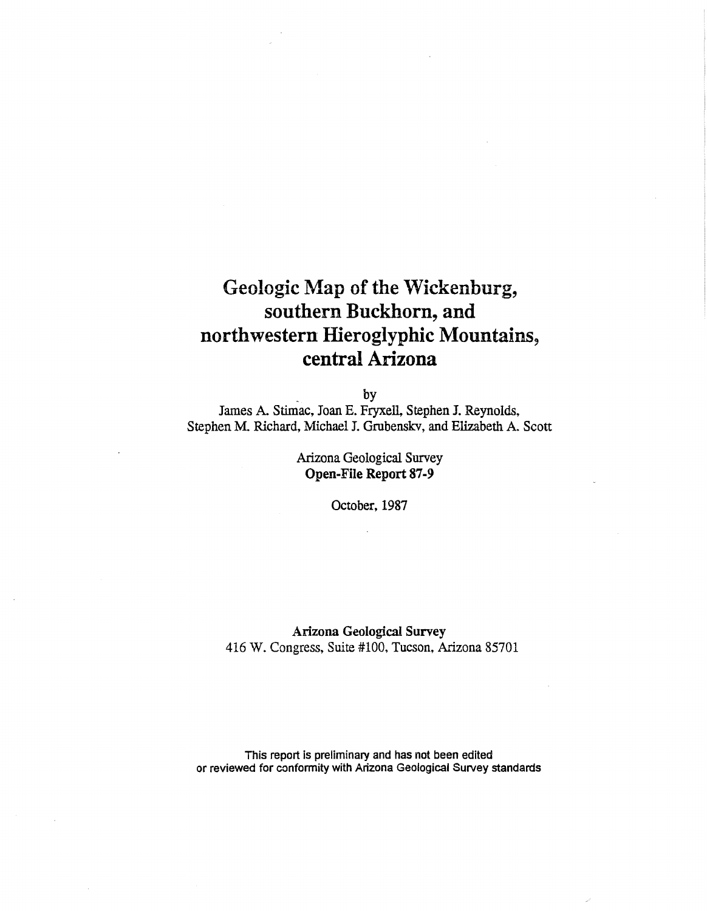# Geologic Map of the Wickenburg, southern Buckhorn, and northwestern Hieroglyphic Mountains, central Arizona

by

James A. Stimac, Joan E. Fryxell, Stephen J. Reynolds, Stephen M. Richard, Michael J. Grubenskv, and Elizabeth A. Scott

Arizona Geological Survey
**Open-File Report 87-9**

October, 1987

**Arizona Geological Survey**
416 W. Congress, Suite #100, Tucson, Arizona 85701

This report is preliminary and has not been edited or reviewed for conformity with Arizona Geological Survey standards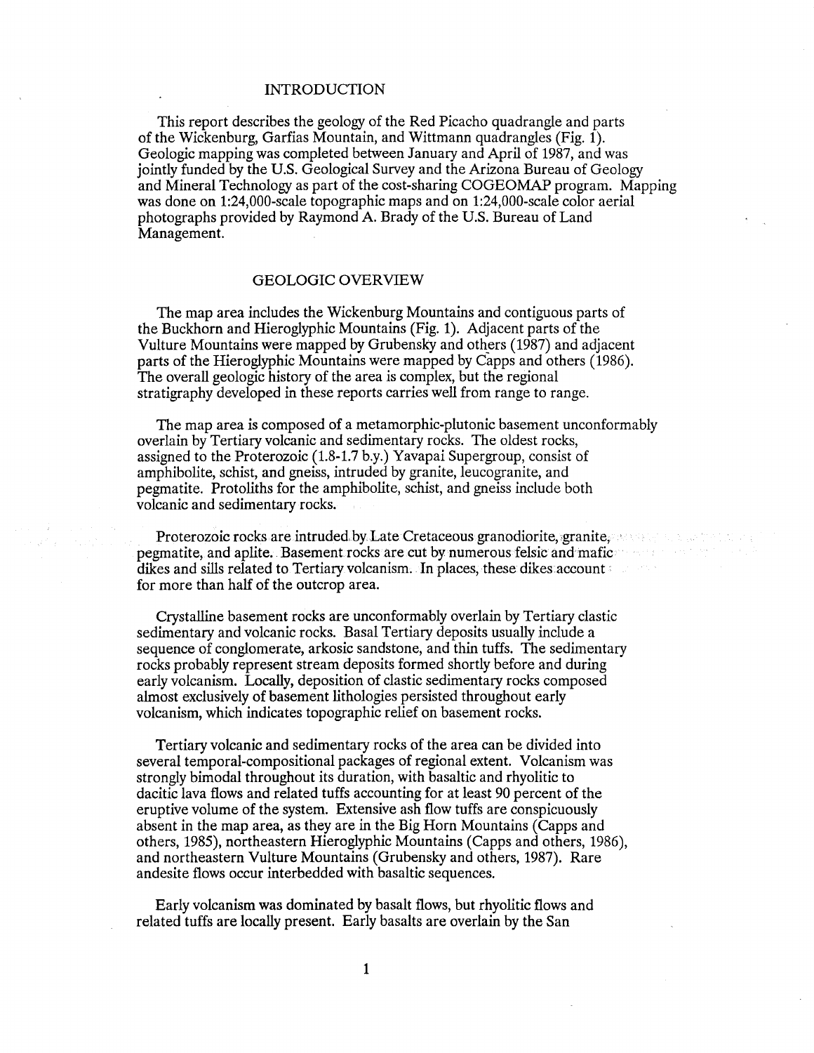## INTRODUCTION

This report describes the geology of the Red Picacho quadrangle and parts of the Wickenburg, Garfias Mountain, and Wittmann quadrangles (Fig. 1). Geologic mapping was completed between January and April of 1987, and was jointly funded by the U.S. Geological Survey and the Arizona Bureau of Geology and Mineral Technology as part of the cost-sharing COGEOMAP program. Mapping was done on 1:24,000-scale topographic maps and on 1:24,000-scale color aerial photographs provided by Raymond A. Brady of the U.S. Bureau of Land Management.

## GEOLOGIC OVERVIEW

The map area includes the Wickenburg Mountains and contiguous parts of the Buckhorn and Hieroglyphic Mountains (Fig. 1). Adjacent parts of the Vulture Mountains were mapped by Grubensky and others (1987) and adjacent parts of the Hieroglyphic Mountains were mapped by Capps and others (1986). The overall geologic history of the area is complex, but the regional stratigraphy developed in these reports carries well from range to range.

The map area is composed of a metamorphic-plutonic basement unconformably overlain by Tertiary volcanic and sedimentary rocks. The oldest rocks, assigned to the Proterozoic (1.8-1.7 b.y.) Yavapai Supergroup, consist of amphibolite, schist, and gneiss, intruded by granite, leucogranite, and pegmatite. Protoliths for the amphibolite, schist, and gneiss include both volcanic and sedimentary rocks.

Proterozoic rocks are intruded by Late Cretaceous granodiorite, granite, pegmatite, and aplite. Basement rocks are cut by numerous felsic and mafic dikes and sills related to Tertiary volcanism. In places, these dikes account for more than half of the outcrop area.

Crystalline basement rocks are unconformably overlain by Tertiary clastic sedimentary and volcanic rocks. Basal Tertiary deposits usually include a sequence of conglomerate, arkosic sandstone, and thin tuffs. The sedimentary rocks probably represent stream deposits formed shortly before and during early volcanism. Locally, deposition of clastic sedimentary rocks composed almost exclusively of basement lithologies persisted throughout early volcanism, which indicates topographic relief on basement rocks.

Tertiary volcanic and sedimentary rocks of the area can be divided into several temporal-compositional packages of regional extent. Volcanism was strongly bimodal throughout its duration, with basaltic and rhyolitic to dacitic lava flows and related tuffs accounting for at least 90 percent of the eruptive volume of the system. Extensive ash flow tuffs are conspicuously absent in the map area, as they are in the Big Horn Mountains (Capps and others, 1985), northeastern Hieroglyphic Mountains (Capps and others, 1986), and northeastern Vulture Mountains (Grubensky and others, 1987). Rare andesite flows occur interbedded with basaltic sequences.

Early volcanism was dominated by basalt flows, but rhyolitic flows and related tuffs are locally present. Early basalts are overlain by the San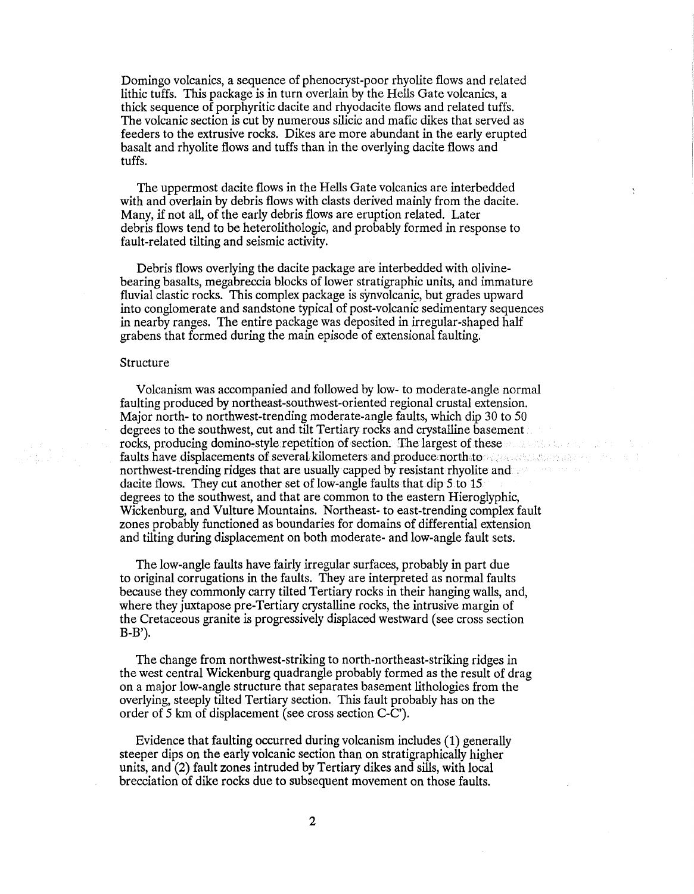Domingo volcanics, a sequence of phenocryst-poor rhyolite flows and related lithic tuffs. This package is in turn overlain by the Hells Gate volcanics, a thick sequence of porphyritic dacite and rhyodacite flows and related tuffs. The volcanic section is cut by numerous silicic and mafic dikes that served as feeders to the extrusive rocks. Dikes are more abundant in the early erupted basalt and rhyolite flows and tuffs than in the overlying dacite flows and tuffs.

The uppermost dacite flows in the Hells Gate volcanics are interbedded with and overlain by debris flows with clasts derived mainly from the dacite. Many, if not all, of the early debris flows are eruption related. Later debris flows tend to be heterolithologic, and probably formed in response to fault-related tilting and seismic activity.

Debris flows overlying the dacite package are interbedded with olivine-bearing basalts, megabreccia blocks of lower stratigraphic units, and immature fluvial clastic rocks. This complex package is synvolcanic, but grades upward into conglomerate and sandstone typical of post-volcanic sedimentary sequences in nearby ranges. The entire package was deposited in irregular-shaped half grabens that formed during the main episode of extensional faulting.

## Structure

Volcanism was accompanied and followed by low- to moderate-angle normal faulting produced by northeast-southwest-oriented regional crustal extension. Major north- to northwest-trending moderate-angle faults, which dip 30 to 50 degrees to the southwest, cut and tilt Tertiary rocks and crystalline basement rocks, producing domino-style repetition of section. The largest of these faults have displacements of several kilometers and produce north to northwest-trending ridges that are usually capped by resistant rhyolite and dacite flows. They cut another set of low-angle faults that dip 5 to 15 degrees to the southwest, and that are common to the eastern Hieroglyphic, Wickenburg, and Vulture Mountains. Northeast- to east-trending complex fault zones probably functioned as boundaries for domains of differential extension and tilting during displacement on both moderate- and low-angle fault sets.

The low-angle faults have fairly irregular surfaces, probably in part due to original corrugations in the faults. They are interpreted as normal faults because they commonly carry tilted Tertiary rocks in their hanging walls, and, where they juxtapose pre-Tertiary crystalline rocks, the intrusive margin of the Cretaceous granite is progressively displaced westward (see cross section B-B').

The change from northwest-striking to north-northeast-striking ridges in the west central Wickenburg quadrangle probably formed as the result of drag on a major low-angle structure that separates basement lithologies from the overlying, steeply tilted Tertiary section. This fault probably has on the order of 5 km of displacement (see cross section C-C').

Evidence that faulting occurred during volcanism includes (1) generally steeper dips on the early volcanic section than on stratigraphically higher units, and (2) fault zones intruded by Tertiary dikes and sills, with local brecciation of dike rocks due to subsequent movement on those faults.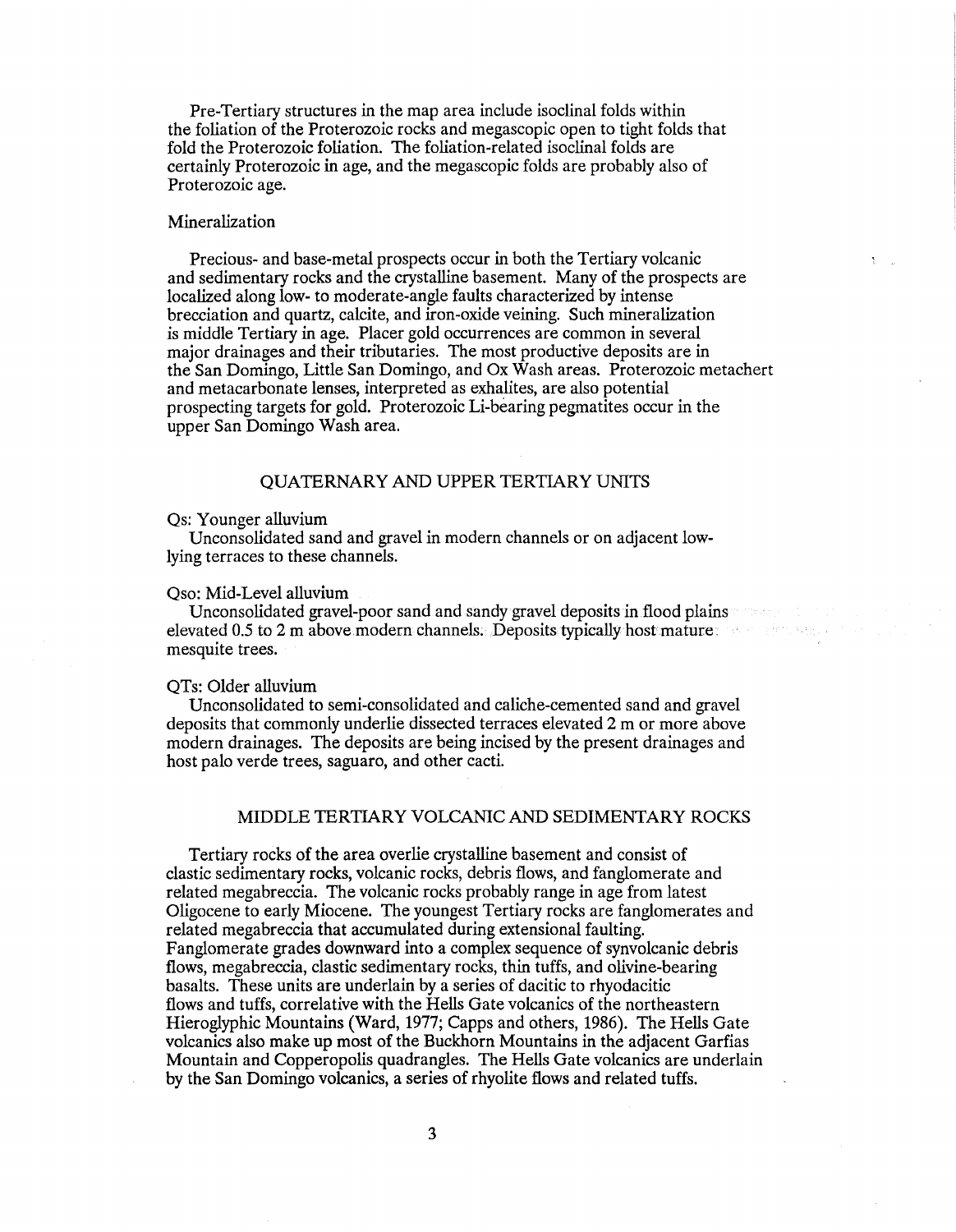Pre-Tertiary structures in the map area include isoclinal folds within the foliation of the Proterozoic rocks and megascopic open to tight folds that fold the Proterozoic foliation. The foliation-related isoclinal folds are certainly Proterozoic in age, and the megascopic folds are probably also of Proterozoic age.

### Mineralization

Precious- and base-metal prospects occur in both the Tertiary volcanic and sedimentary rocks and the crystalline basement. Many of the prospects are localized along low- to moderate-angle faults characterized by intense brecciation and quartz, calcite, and iron-oxide veining. Such mineralization is middle Tertiary in age. Placer gold occurrences are common in several major drainages and their tributaries. The most productive deposits are in the San Domingo, Little San Domingo, and Ox Wash areas. Proterozoic metachert and metacarbonate lenses, interpreted as exhalites, are also potential prospecting targets for gold. Proterozoic Li-bearing pegmatites occur in the upper San Domingo Wash area.

## QUATERNARY AND UPPER TERTIARY UNITS

Qs: Younger alluvium

Unconsolidated sand and gravel in modern channels or on adjacent low-lying terraces to these channels.

Qso: Mid-Level alluvium

Unconsolidated gravel-poor sand and sandy gravel deposits in flood plains elevated 0.5 to 2 m above modern channels. Deposits typically host mature mesquite trees.

QTs: Older alluvium

Unconsolidated to semi-consolidated and caliche-cemented sand and gravel deposits that commonly underlie dissected terraces elevated 2 m or more above modern drainages. The deposits are being incised by the present drainages and host palo verde trees, saguaro, and other cacti.

## MIDDLE TERTIARY VOLCANIC AND SEDIMENTARY ROCKS

Tertiary rocks of the area overlie crystalline basement and consist of clastic sedimentary rocks, volcanic rocks, debris flows, and fanglomerate and related megabreccia. The volcanic rocks probably range in age from latest Oligocene to early Miocene. The youngest Tertiary rocks are fanglomerates and related megabreccia that accumulated during extensional faulting. Fanglomerate grades downward into a complex sequence of synvolcanic debris flows, megabreccia, clastic sedimentary rocks, thin tuffs, and olivine-bearing basalts. These units are underlain by a series of dacitic to rhyodacitic flows and tuffs, correlative with the Hells Gate volcanics of the northeastern Hieroglyphic Mountains (Ward, 1977; Capps and others, 1986). The Hells Gate volcanics also make up most of the Buckhorn Mountains in the adjacent Garfias Mountain and Copperopolis quadrangles. The Hells Gate volcanics are underlain by the San Domingo volcanics, a series of rhyolite flows and related tuffs.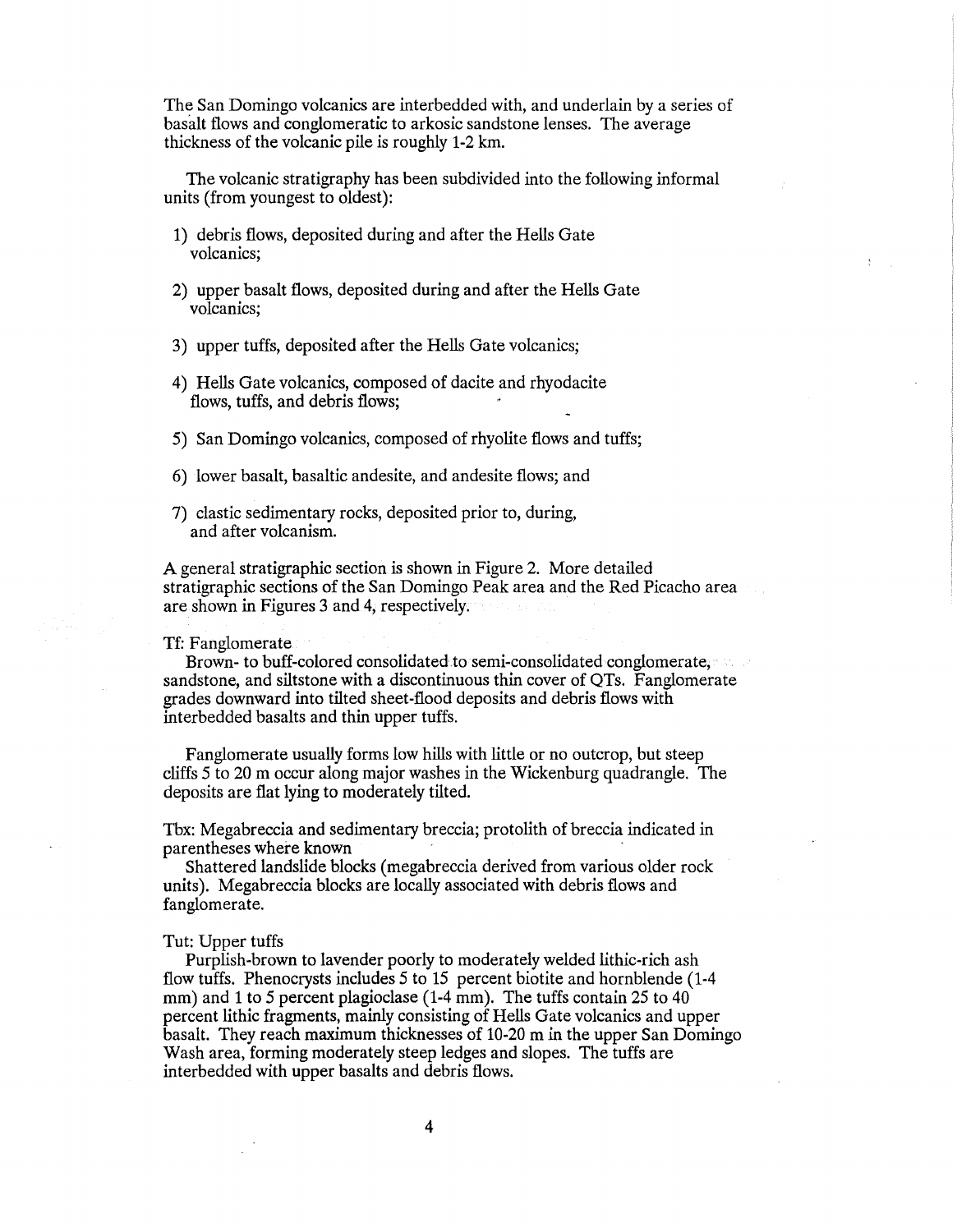The San Domingo volcanics are interbedded with, and underlain by a series of basalt flows and conglomeratic to arkosic sandstone lenses. The average thickness of the volcanic pile is roughly 1-2 km.

The volcanic stratigraphy has been subdivided into the following informal units (from youngest to oldest):

1) debris flows, deposited during and after the Hells Gate volcanics;

2) upper basalt flows, deposited during and after the Hells Gate volcanics;

3) upper tuffs, deposited after the Hells Gate volcanics;

4) Hells Gate volcanics, composed of dacite and rhyodacite flows, tuffs, and debris flows;

5) San Domingo volcanics, composed of rhyolite flows and tuffs;

6) lower basalt, basaltic andesite, and andesite flows; and

7) clastic sedimentary rocks, deposited prior to, during, and after volcanism.

A general stratigraphic section is shown in Figure 2. More detailed stratigraphic sections of the San Domingo Peak area and the Red Picacho area are shown in Figures 3 and 4, respectively.

Tf: Fanglomerate

Brown- to buff-colored consolidated to semi-consolidated conglomerate, sandstone, and siltstone with a discontinuous thin cover of QTs. Fanglomerate grades downward into tilted sheet-flood deposits and debris flows with interbedded basalts and thin upper tuffs.

Fanglomerate usually forms low hills with little or no outcrop, but steep cliffs 5 to 20 m occur along major washes in the Wickenburg quadrangle. The deposits are flat lying to moderately tilted.

Tbx: Megabreccia and sedimentary breccia; protolith of breccia indicated in parentheses where known

Shattered landslide blocks (megabreccia derived from various older rock units). Megabreccia blocks are locally associated with debris flows and fanglomerate.

Tut: Upper tuffs

Purplish-brown to lavender poorly to moderately welded lithic-rich ash flow tuffs. Phenocrysts includes 5 to 15 percent biotite and hornblende (1-4 mm) and 1 to 5 percent plagioclase (1-4 mm). The tuffs contain 25 to 40 percent lithic fragments, mainly consisting of Hells Gate volcanics and upper basalt. They reach maximum thicknesses of 10-20 m in the upper San Domingo Wash area, forming moderately steep ledges and slopes. The tuffs are interbedded with upper basalts and debris flows.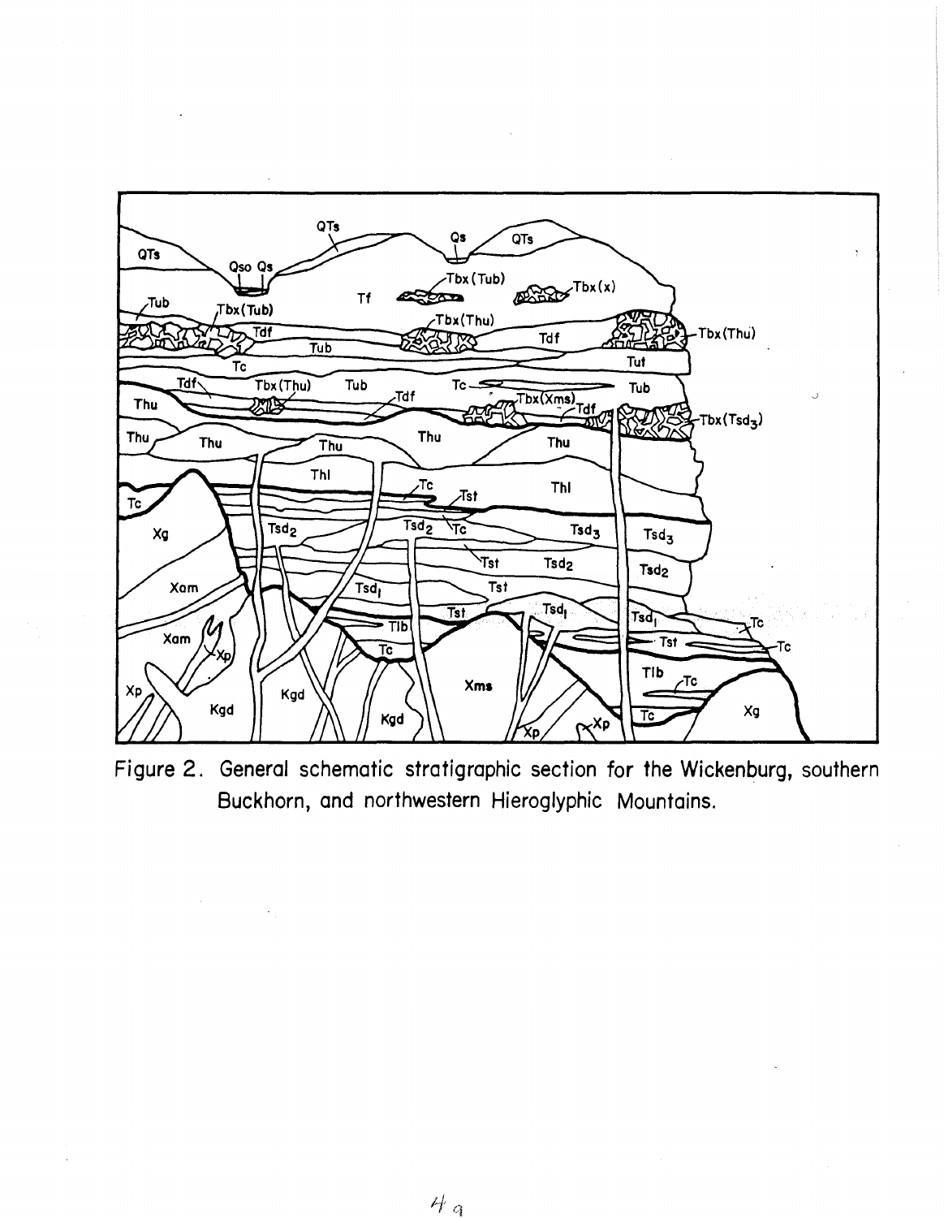Figure 2. General schematic stratigraphic section for the Wickenburg, southern Buckhorn, and northwestern Hieroglyphic Mountains.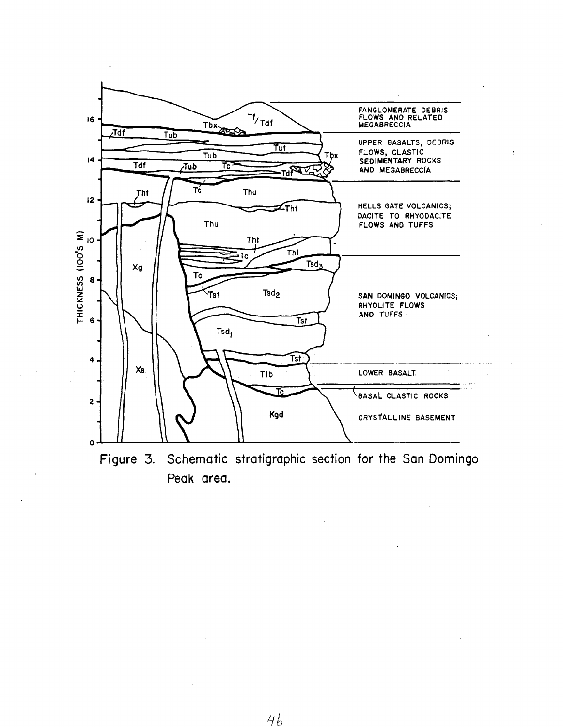Figure 3. Schematic stratigraphic section for the San Domingo Peak area.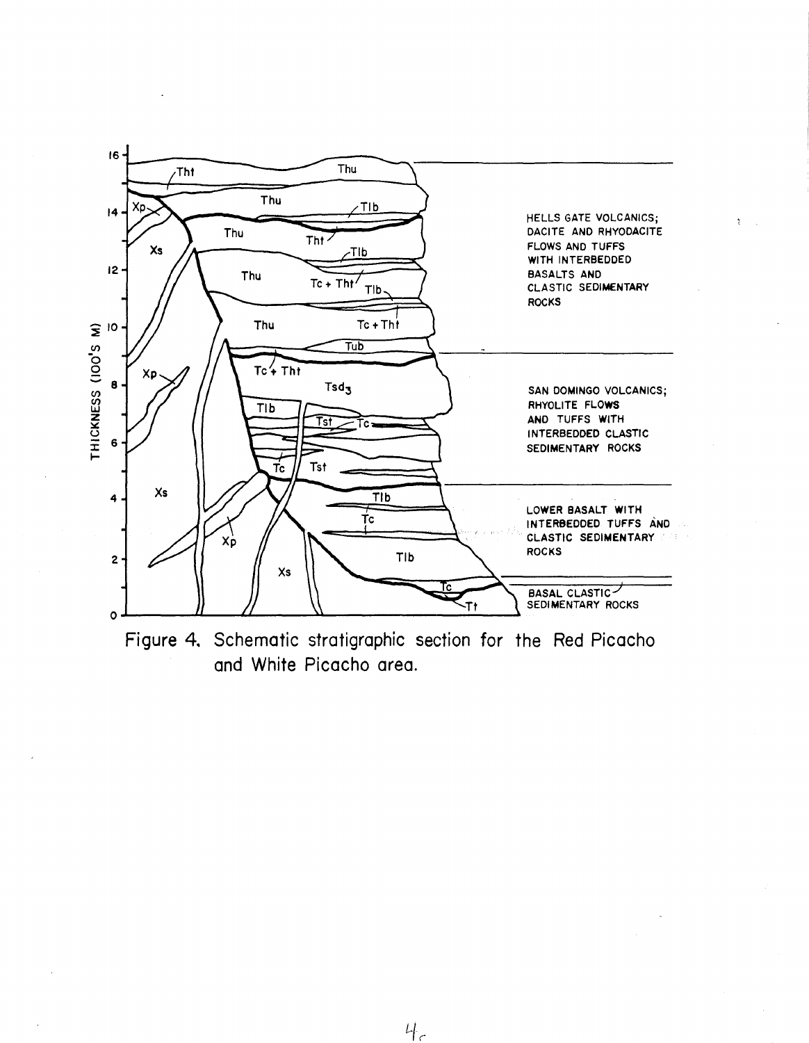Figure 4. Schematic stratigraphic section for the Red Picacho and White Picacho area.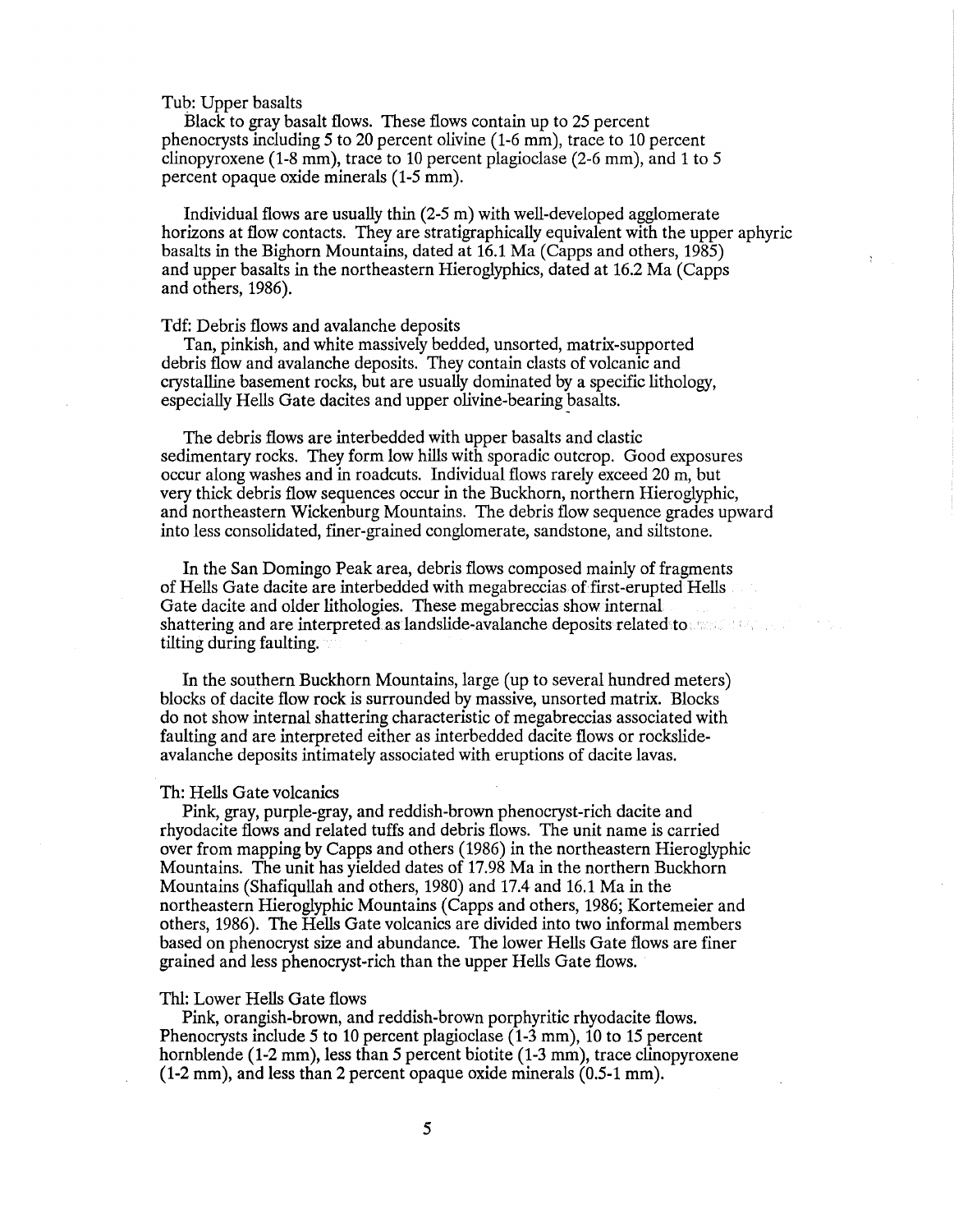Tub: Upper basalts

Black to gray basalt flows. These flows contain up to 25 percent phenocrysts including 5 to 20 percent olivine (1-6 mm), trace to 10 percent clinopyroxene (1-8 mm), trace to 10 percent plagioclase (2-6 mm), and 1 to 5 percent opaque oxide minerals (1-5 mm).

Individual flows are usually thin (2-5 m) with well-developed agglomerate horizons at flow contacts. They are stratigraphically equivalent with the upper aphyric basalts in the Bighorn Mountains, dated at 16.1 Ma (Capps and others, 1985) and upper basalts in the northeastern Hieroglyphics, dated at 16.2 Ma (Capps and others, 1986).

Tdf: Debris flows and avalanche deposits

Tan, pinkish, and white massively bedded, unsorted, matrix-supported debris flow and avalanche deposits. They contain clasts of volcanic and crystalline basement rocks, but are usually dominated by a specific lithology, especially Hells Gate dacites and upper olivine-bearing basalts.

The debris flows are interbedded with upper basalts and clastic sedimentary rocks. They form low hills with sporadic outcrop. Good exposures occur along washes and in roadcuts. Individual flows rarely exceed 20 m, but very thick debris flow sequences occur in the Buckhorn, northern Hieroglyphic, and northeastern Wickenburg Mountains. The debris flow sequence grades upward into less consolidated, finer-grained conglomerate, sandstone, and siltstone.

In the San Domingo Peak area, debris flows composed mainly of fragments of Hells Gate dacite are interbedded with megabreccias of first-erupted Hells Gate dacite and older lithologies. These megabreccias show internal shattering and are interpreted as landslide-avalanche deposits related to tilting during faulting.

In the southern Buckhorn Mountains, large (up to several hundred meters) blocks of dacite flow rock is surrounded by massive, unsorted matrix. Blocks do not show internal shattering characteristic of megabreccias associated with faulting and are interpreted either as interbedded dacite flows or rockslide-avalanche deposits intimately associated with eruptions of dacite lavas.

Th: Hells Gate volcanics

Pink, gray, purple-gray, and reddish-brown phenocryst-rich dacite and rhyodacite flows and related tuffs and debris flows. The unit name is carried over from mapping by Capps and others (1986) in the northeastern Hieroglyphic Mountains. The unit has yielded dates of 17.98 Ma in the northern Buckhorn Mountains (Shafiqullah and others, 1980) and 17.4 and 16.1 Ma in the northeastern Hieroglyphic Mountains (Capps and others, 1986; Kortemeier and others, 1986). The Hells Gate volcanics are divided into two informal members based on phenocryst size and abundance. The lower Hells Gate flows are finer grained and less phenocryst-rich than the upper Hells Gate flows.

Thl: Lower Hells Gate flows

Pink, orangish-brown, and reddish-brown porphyritic rhyodacite flows. Phenocrysts include 5 to 10 percent plagioclase (1-3 mm), 10 to 15 percent hornblende (1-2 mm), less than 5 percent biotite (1-3 mm), trace clinopyroxene (1-2 mm), and less than 2 percent opaque oxide minerals (0.5-1 mm).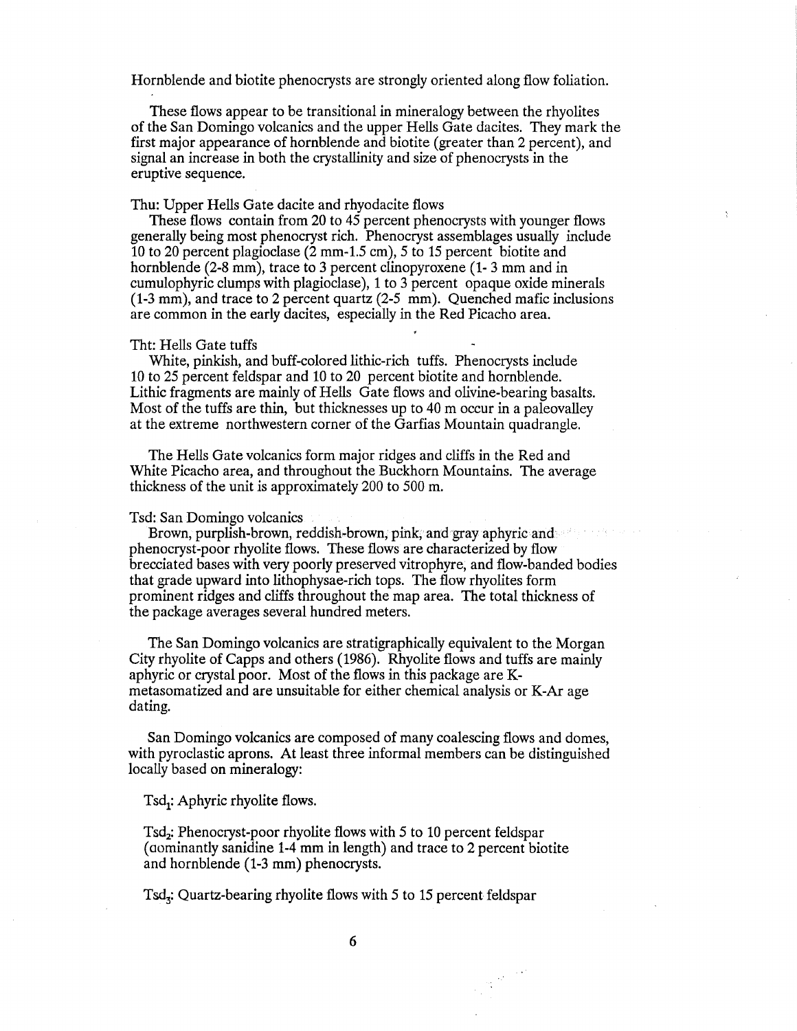Hornblende and biotite phenocrysts are strongly oriented along flow foliation.

These flows appear to be transitional in mineralogy between the rhyolites of the San Domingo volcanics and the upper Hells Gate dacites. They mark the first major appearance of hornblende and biotite (greater than 2 percent), and signal an increase in both the crystallinity and size of phenocrysts in the eruptive sequence.

Thu: Upper Hells Gate dacite and rhyodacite flows

These flows contain from 20 to 45 percent phenocrysts with younger flows generally being most phenocryst rich. Phenocryst assemblages usually include 10 to 20 percent plagioclase (2 mm-1.5 cm), 5 to 15 percent biotite and hornblende (2-8 mm), trace to 3 percent clinopyroxene (1- 3 mm and in cumulophyric clumps with plagioclase), 1 to 3 percent opaque oxide minerals (1-3 mm), and trace to 2 percent quartz (2-5 mm). Quenched mafic inclusions are common in the early dacites, especially in the Red Picacho area.

Tht: Hells Gate tuffs

White, pinkish, and buff-colored lithic-rich tuffs. Phenocrysts include 10 to 25 percent feldspar and 10 to 20 percent biotite and hornblende. Lithic fragments are mainly of Hells Gate flows and olivine-bearing basalts. Most of the tuffs are thin, but thicknesses up to 40 m occur in a paleovalley at the extreme northwestern corner of the Garfias Mountain quadrangle.

The Hells Gate volcanics form major ridges and cliffs in the Red and White Picacho area, and throughout the Buckhorn Mountains. The average thickness of the unit is approximately 200 to 500 m.

Tsd: San Domingo volcanics

Brown, purplish-brown, reddish-brown, pink, and gray aphyric and phenocryst-poor rhyolite flows. These flows are characterized by flow brecciated bases with very poorly preserved vitrophyre, and flow-banded bodies that grade upward into lithophysae-rich tops. The flow rhyolites form prominent ridges and cliffs throughout the map area. The total thickness of the package averages several hundred meters.

The San Domingo volcanics are stratigraphically equivalent to the Morgan City rhyolite of Capps and others (1986). Rhyolite flows and tuffs are mainly aphyric or crystal poor. Most of the flows in this package are K-metasomatized and are unsuitable for either chemical analysis or K-Ar age dating.

San Domingo volcanics are composed of many coalescing flows and domes, with pyroclastic aprons. At least three informal members can be distinguished locally based on mineralogy:

$Tsd_1$: Aphyric rhyolite flows.

$Tsd_2$: Phenocryst-poor rhyolite flows with 5 to 10 percent feldspar (dominantly sanidine 1-4 mm in length) and trace to 2 percent biotite and hornblende (1-3 mm) phenocrysts.

$Tsd_3$: Quartz-bearing rhyolite flows with 5 to 15 percent feldspar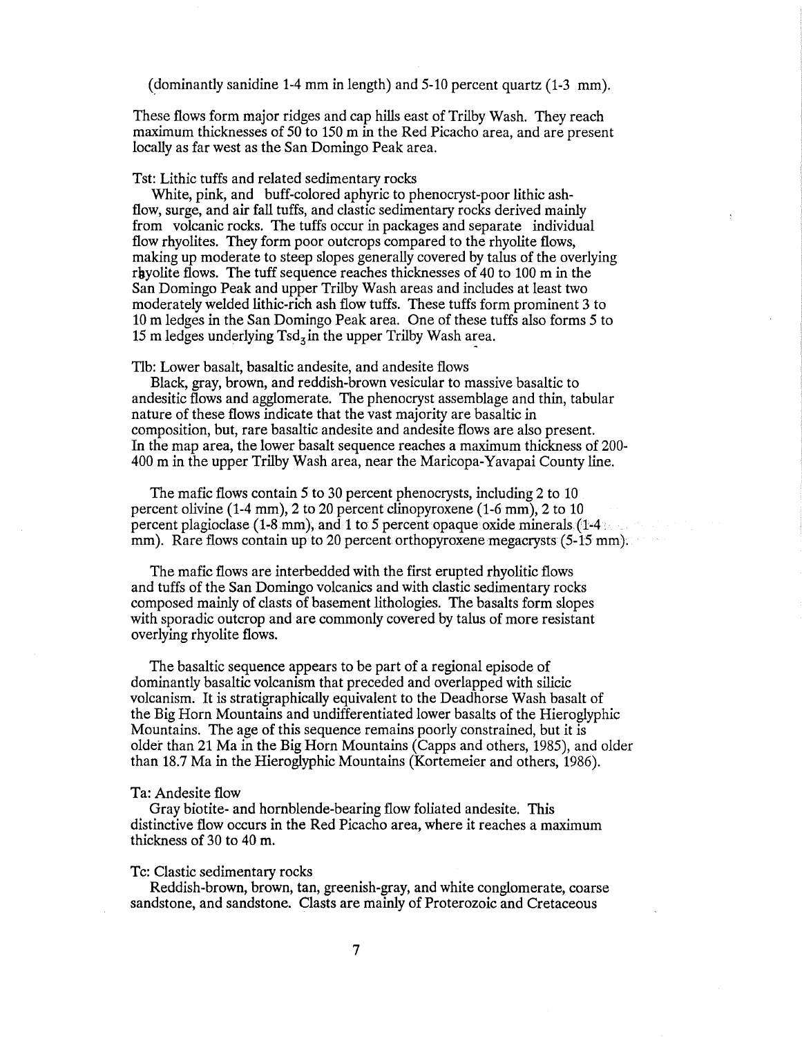(dominantly sanidine 1-4 mm in length) and 5-10 percent quartz (1-3 mm).

These flows form major ridges and cap hills east of Trilby Wash. They reach maximum thicknesses of 50 to 150 m in the Red Picacho area, and are present locally as far west as the San Domingo Peak area.

Tst: Lithic tuffs and related sedimentary rocks

White, pink, and buff-colored aphyric to phenocryst-poor lithic ash-flow, surge, and air fall tuffs, and clastic sedimentary rocks derived mainly from volcanic rocks. The tuffs occur in packages and separate individual flow rhyolites. They form poor outcrops compared to the rhyolite flows, making up moderate to steep slopes generally covered by talus of the overlying rhyolite flows. The tuff sequence reaches thicknesses of 40 to 100 m in the San Domingo Peak and upper Trilby Wash areas and includes at least two moderately welded lithic-rich ash flow tuffs. These tuffs form prominent 3 to 10 m ledges in the San Domingo Peak area. One of these tuffs also forms 5 to 15 m ledges underlying $Tsd_3$ in the upper Trilby Wash area.

Tlb: Lower basalt, basaltic andesite, and andesite flows

Black, gray, brown, and reddish-brown vesicular to massive basaltic to andesitic flows and agglomerate. The phenocryst assemblage and thin, tabular nature of these flows indicate that the vast majority are basaltic in composition, but, rare basaltic andesite and andesite flows are also present. In the map area, the lower basalt sequence reaches a maximum thickness of 200-400 m in the upper Trilby Wash area, near the Maricopa-Yavapai County line.

The mafic flows contain 5 to 30 percent phenocrysts, including 2 to 10 percent olivine (1-4 mm), 2 to 20 percent clinopyroxene (1-6 mm), 2 to 10 percent plagioclase (1-8 mm), and 1 to 5 percent opaque oxide minerals (1-4 mm). Rare flows contain up to 20 percent orthopyroxene megacrysts (5-15 mm).

The mafic flows are interbedded with the first erupted rhyolitic flows and tuffs of the San Domingo volcanics and with clastic sedimentary rocks composed mainly of clasts of basement lithologies. The basalts form slopes with sporadic outcrop and are commonly covered by talus of more resistant overlying rhyolite flows.

The basaltic sequence appears to be part of a regional episode of dominantly basaltic volcanism that preceded and overlapped with silicic volcanism. It is stratigraphically equivalent to the Deadhorse Wash basalt of the Big Horn Mountains and undifferentiated lower basalts of the Hieroglyphic Mountains. The age of this sequence remains poorly constrained, but it is older than 21 Ma in the Big Horn Mountains (Capps and others, 1985), and older than 18.7 Ma in the Hieroglyphic Mountains (Kortemeier and others, 1986).

Ta: Andesite flow

Gray biotite- and hornblende-bearing flow foliated andesite. This distinctive flow occurs in the Red Picacho area, where it reaches a maximum thickness of 30 to 40 m.

Tc: Clastic sedimentary rocks

Reddish-brown, brown, tan, greenish-gray, and white conglomerate, coarse sandstone, and sandstone. Clasts are mainly of Proterozoic and Cretaceous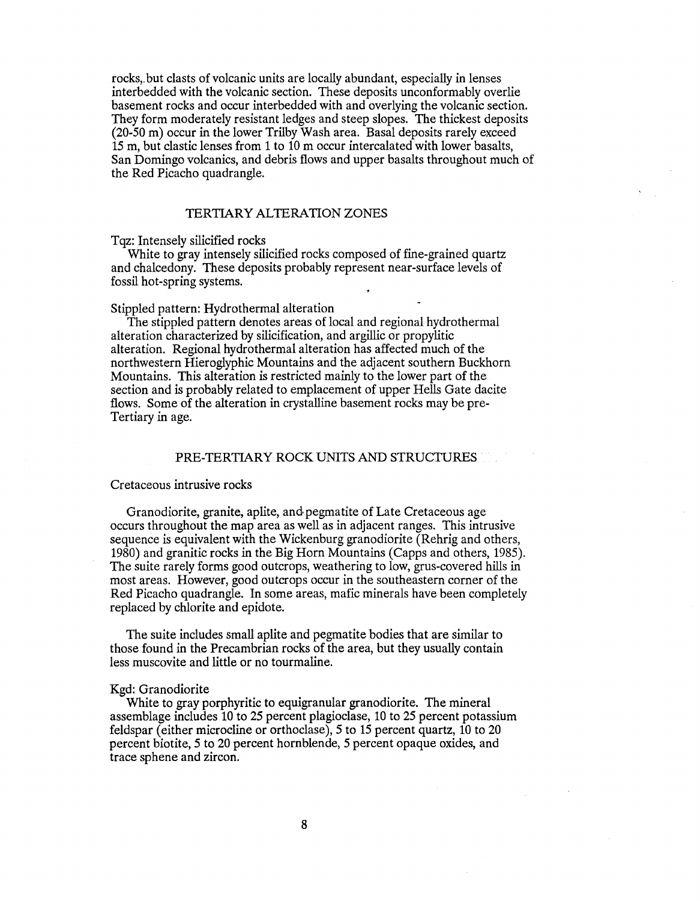rocks, but clasts of volcanic units are locally abundant, especially in lenses interbedded with the volcanic section. These deposits unconformably overlie basement rocks and occur interbedded with and overlying the volcanic section. They form moderately resistant ledges and steep slopes. The thickest deposits (20-50 m) occur in the lower Trilby Wash area. Basal deposits rarely exceed 15 m, but clastic lenses from 1 to 10 m occur intercalated with lower basalts, San Domingo volcanics, and debris flows and upper basalts throughout much of the Red Picacho quadrangle.

## TERTIARY ALTERATION ZONES

Tqz: Intensely silicified rocks

White to gray intensely silicified rocks composed of fine-grained quartz and chalcedony. These deposits probably represent near-surface levels of fossil hot-spring systems.

Stippled pattern: Hydrothermal alteration

The stippled pattern denotes areas of local and regional hydrothermal alteration characterized by silicification, and argillic or propylitic alteration. Regional hydrothermal alteration has affected much of the northwestern Hieroglyphic Mountains and the adjacent southern Buckhorn Mountains. This alteration is restricted mainly to the lower part of the section and is probably related to emplacement of upper Hells Gate dacite flows. Some of the alteration in crystalline basement rocks may be pre-Tertiary in age.

## PRE-TERTIARY ROCK UNITS AND STRUCTURES

Cretaceous intrusive rocks

Granodiorite, granite, aplite, and pegmatite of Late Cretaceous age occurs throughout the map area as well as in adjacent ranges. This intrusive sequence is equivalent with the Wickenburg granodiorite (Rehrig and others, 1980) and granitic rocks in the Big Horn Mountains (Capps and others, 1985). The suite rarely forms good outcrops, weathering to low, grus-covered hills in most areas. However, good outcrops occur in the southeastern corner of the Red Picacho quadrangle. In some areas, mafic minerals have been completely replaced by chlorite and epidote.

The suite includes small aplite and pegmatite bodies that are similar to those found in the Precambrian rocks of the area, but they usually contain less muscovite and little or no tourmaline.

Kgd: Granodiorite

White to gray porphyritic to equigranular granodiorite. The mineral assemblage includes 10 to 25 percent plagioclase, 10 to 25 percent potassium feldspar (either microcline or orthoclase), 5 to 15 percent quartz, 10 to 20 percent biotite, 5 to 20 percent hornblende, 5 percent opaque oxides, and trace sphene and zircon.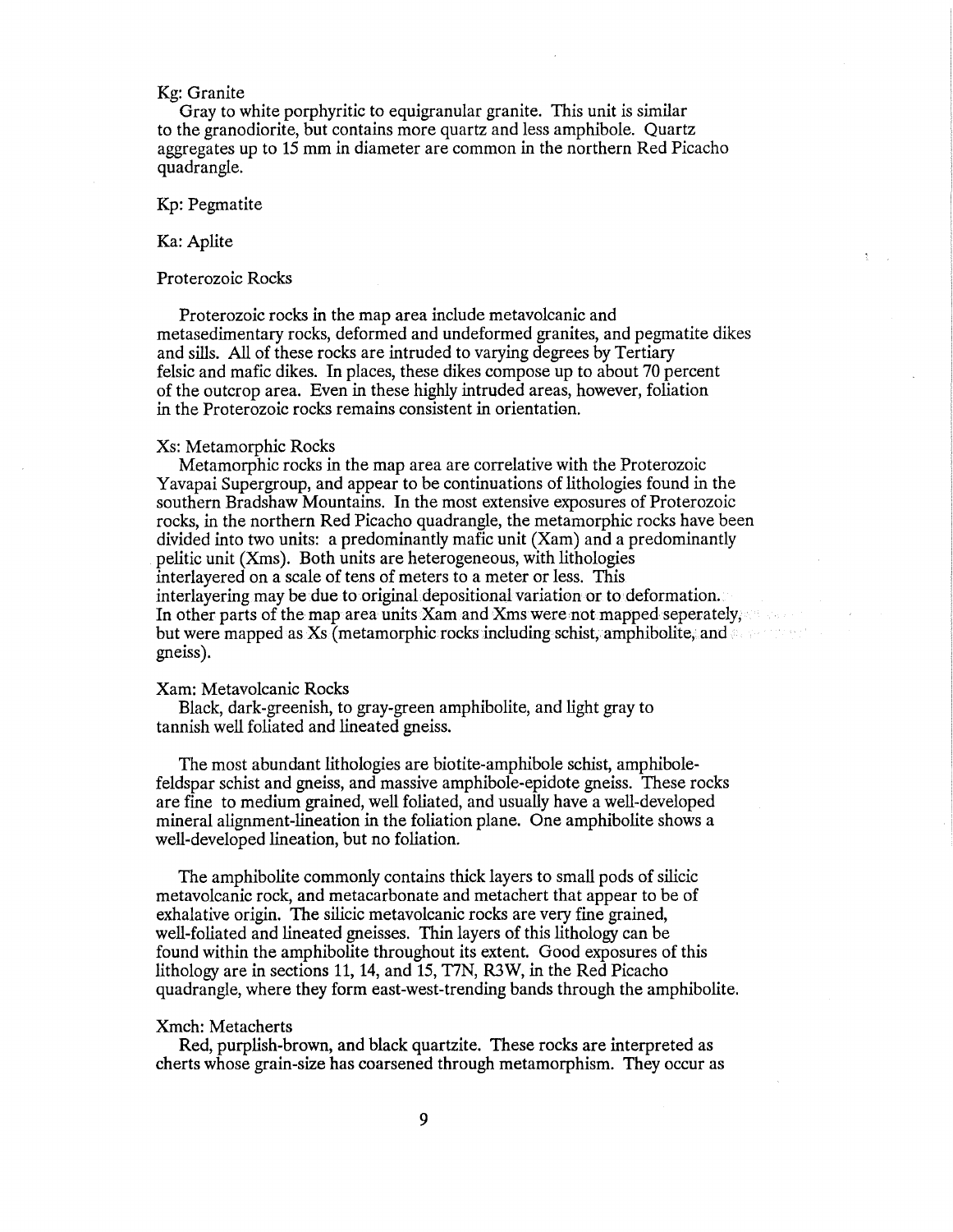Kg: Granite

Gray to white porphyritic to equigranular granite. This unit is similar to the granodiorite, but contains more quartz and less amphibole. Quartz aggregates up to 15 mm in diameter are common in the northern Red Picacho quadrangle.

Kp: Pegmatite

Ka: Aplite

Proterozoic Rocks

Proterozoic rocks in the map area include metavolcanic and metasedimentary rocks, deformed and undeformed granites, and pegmatite dikes and sills. All of these rocks are intruded to varying degrees by Tertiary felsic and mafic dikes. In places, these dikes compose up to about 70 percent of the outcrop area. Even in these highly intruded areas, however, foliation in the Proterozoic rocks remains consistent in orientation.

Xs: Metamorphic Rocks

Metamorphic rocks in the map area are correlative with the Proterozoic Yavapai Supergroup, and appear to be continuations of lithologies found in the southern Bradshaw Mountains. In the most extensive exposures of Proterozoic rocks, in the northern Red Picacho quadrangle, the metamorphic rocks have been divided into two units: a predominantly mafic unit (Xam) and a predominantly pelitic unit (Xms). Both units are heterogeneous, with lithologies interlayered on a scale of tens of meters to a meter or less. This interlayering may be due to original depositional variation or to deformation. In other parts of the map area units Xam and Xms were not mapped seperately, but were mapped as Xs (metamorphic rocks including schist, amphibolite, and gneiss).

Xam: Metavolcanic Rocks

Black, dark-greenish, to gray-green amphibolite, and light gray to tannish well foliated and lineated gneiss.

The most abundant lithologies are biotite-amphibole schist, amphibole-feldspar schist and gneiss, and massive amphibole-epidote gneiss. These rocks are fine to medium grained, well foliated, and usually have a well-developed mineral alignment-lineation in the foliation plane. One amphibolite shows a well-developed lineation, but no foliation.

The amphibolite commonly contains thick layers to small pods of silicic metavolcanic rock, and metacarbonate and metachert that appear to be of exhalative origin. The silicic metavolcanic rocks are very fine grained, well-foliated and lineated gneisses. Thin layers of this lithology can be found within the amphibolite throughout its extent. Good exposures of this lithology are in sections 11, 14, and 15, T7N, R3W, in the Red Picacho quadrangle, where they form east-west-trending bands through the amphibolite.

Xmch: Metacherts

Red, purplish-brown, and black quartzite. These rocks are interpreted as cherts whose grain-size has coarsened through metamorphism. They occur as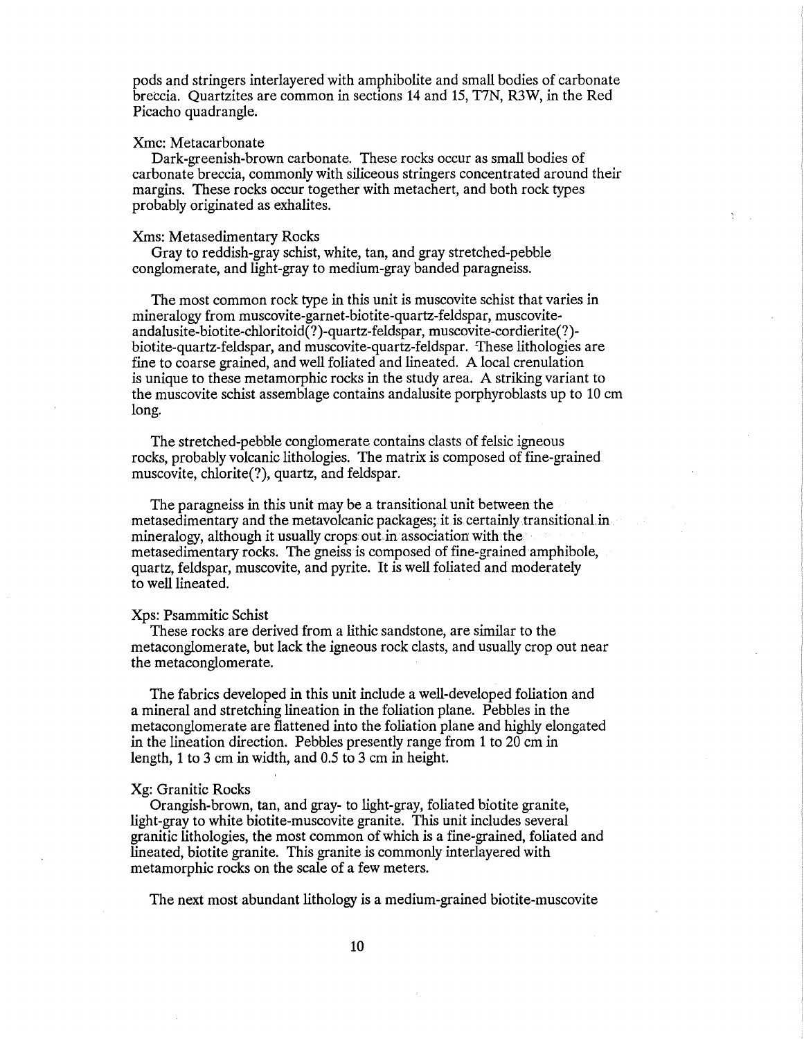pods and stringers interlayered with amphibolite and small bodies of carbonate breccia. Quartzites are common in sections 14 and 15, T7N, R3W, in the Red Picacho quadrangle.

Xmc: Metacarbonate

Dark-greenish-brown carbonate. These rocks occur as small bodies of carbonate breccia, commonly with siliceous stringers concentrated around their margins. These rocks occur together with metachert, and both rock types probably originated as exhalites.

Xms: Metasedimentary Rocks

Gray to reddish-gray schist, white, tan, and gray stretched-pebble conglomerate, and light-gray to medium-gray banded paragneiss.

The most common rock type in this unit is muscovite schist that varies in mineralogy from muscovite-garnet-biotite-quartz-feldspar, muscovite-andalusite-biotite-chloritoid(?)-quartz-feldspar, muscovite-cordierite(?)-biotite-quartz-feldspar, and muscovite-quartz-feldspar. These lithologies are fine to coarse grained, and well foliated and lineated. A local crenulation is unique to these metamorphic rocks in the study area. A striking variant to the muscovite schist assemblage contains andalusite porphyroblasts up to 10 cm long.

The stretched-pebble conglomerate contains clasts of felsic igneous rocks, probably volcanic lithologies. The matrix is composed of fine-grained muscovite, chlorite(?), quartz, and feldspar.

The paragneiss in this unit may be a transitional unit between the metasedimentary and the metavolcanic packages; it is certainly transitional in mineralogy, although it usually crops out in association with the metasedimentary rocks. The gneiss is composed of fine-grained amphibole, quartz, feldspar, muscovite, and pyrite. It is well foliated and moderately to well lineated.

Xps: Psammitic Schist

These rocks are derived from a lithic sandstone, are similar to the metaconglomerate, but lack the igneous rock clasts, and usually crop out near the metaconglomerate.

The fabrics developed in this unit include a well-developed foliation and a mineral and stretching lineation in the foliation plane. Pebbles in the metaconglomerate are flattened into the foliation plane and highly elongated in the lineation direction. Pebbles presently range from 1 to 20 cm in length, 1 to 3 cm in width, and 0.5 to 3 cm in height.

Xg: Granitic Rocks

Orangish-brown, tan, and gray- to light-gray, foliated biotite granite, light-gray to white biotite-muscovite granite. This unit includes several granitic lithologies, the most common of which is a fine-grained, foliated and lineated, biotite granite. This granite is commonly interlayered with metamorphic rocks on the scale of a few meters.

The next most abundant lithology is a medium-grained biotite-muscovite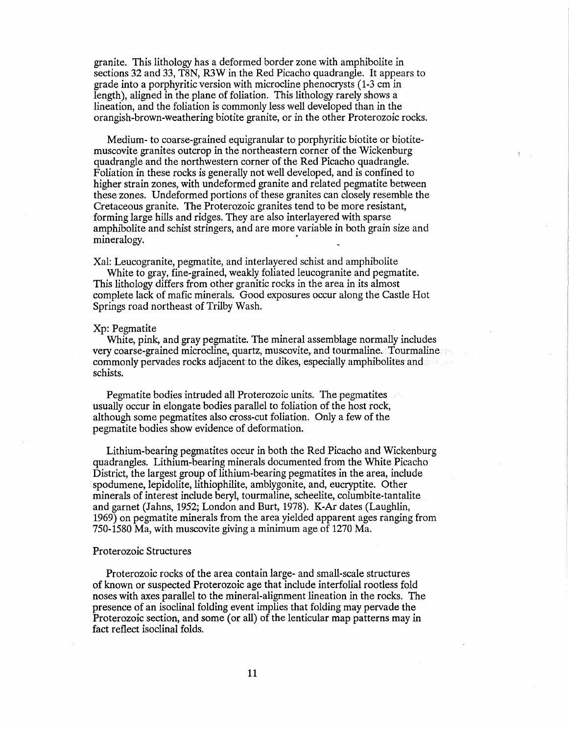granite. This lithology has a deformed border zone with amphibolite in sections 32 and 33, T8N, R3W in the Red Picacho quadrangle. It appears to grade into a porphyritic version with microcline phenocrysts (1-3 cm in length), aligned in the plane of foliation. This lithology rarely shows a lineation, and the foliation is commonly less well developed than in the orangish-brown-weathering biotite granite, or in the other Proterozoic rocks.

Medium- to coarse-grained equigranular to porphyritic biotite or biotite-muscovite granites outcrop in the northeastern corner of the Wickenburg quadrangle and the northwestern corner of the Red Picacho quadrangle. Foliation in these rocks is generally not well developed, and is confined to higher strain zones, with undeformed granite and related pegmatite between these zones. Undeformed portions of these granites can closely resemble the Cretaceous granite. The Proterozoic granites tend to be more resistant, forming large hills and ridges. They are also interlayered with sparse amphibolite and schist stringers, and are more variable in both grain size and mineralogy.

Xal: Leucogranite, pegmatite, and interlayered schist and amphibolite

White to gray, fine-grained, weakly foliated leucogranite and pegmatite. This lithology differs from other granitic rocks in the area in its almost complete lack of mafic minerals. Good exposures occur along the Castle Hot Springs road northeast of Trilby Wash.

Xp: Pegmatite

White, pink, and gray pegmatite. The mineral assemblage normally includes very coarse-grained microcline, quartz, muscovite, and tourmaline. Tourmaline commonly pervades rocks adjacent to the dikes, especially amphibolites and schists.

Pegmatite bodies intruded all Proterozoic units. The pegmatites usually occur in elongate bodies parallel to foliation of the host rock, although some pegmatites also cross-cut foliation. Only a few of the pegmatite bodies show evidence of deformation.

Lithium-bearing pegmatites occur in both the Red Picacho and Wickenburg quadrangles. Lithium-bearing minerals documented from the White Picacho District, the largest group of lithium-bearing pegmatites in the area, include spodumene, lepidolite, lithiophilite, amblygonite, and, eucryptite. Other minerals of interest include beryl, tourmaline, scheelite, columbite-tantalite and garnet (Jahns, 1952; London and Burt, 1978). K-Ar dates (Laughlin, 1969) on pegmatite minerals from the area yielded apparent ages ranging from 750-1580 Ma, with muscovite giving a minimum age of 1270 Ma.

Proterozoic Structures

Proterozoic rocks of the area contain large- and small-scale structures of known or suspected Proterozoic age that include interfolial rootless fold noses with axes parallel to the mineral-alignment lineation in the rocks. The presence of an isoclinal folding event implies that folding may pervade the Proterozoic section, and some (or all) of the lenticular map patterns may in fact reflect isoclinal folds.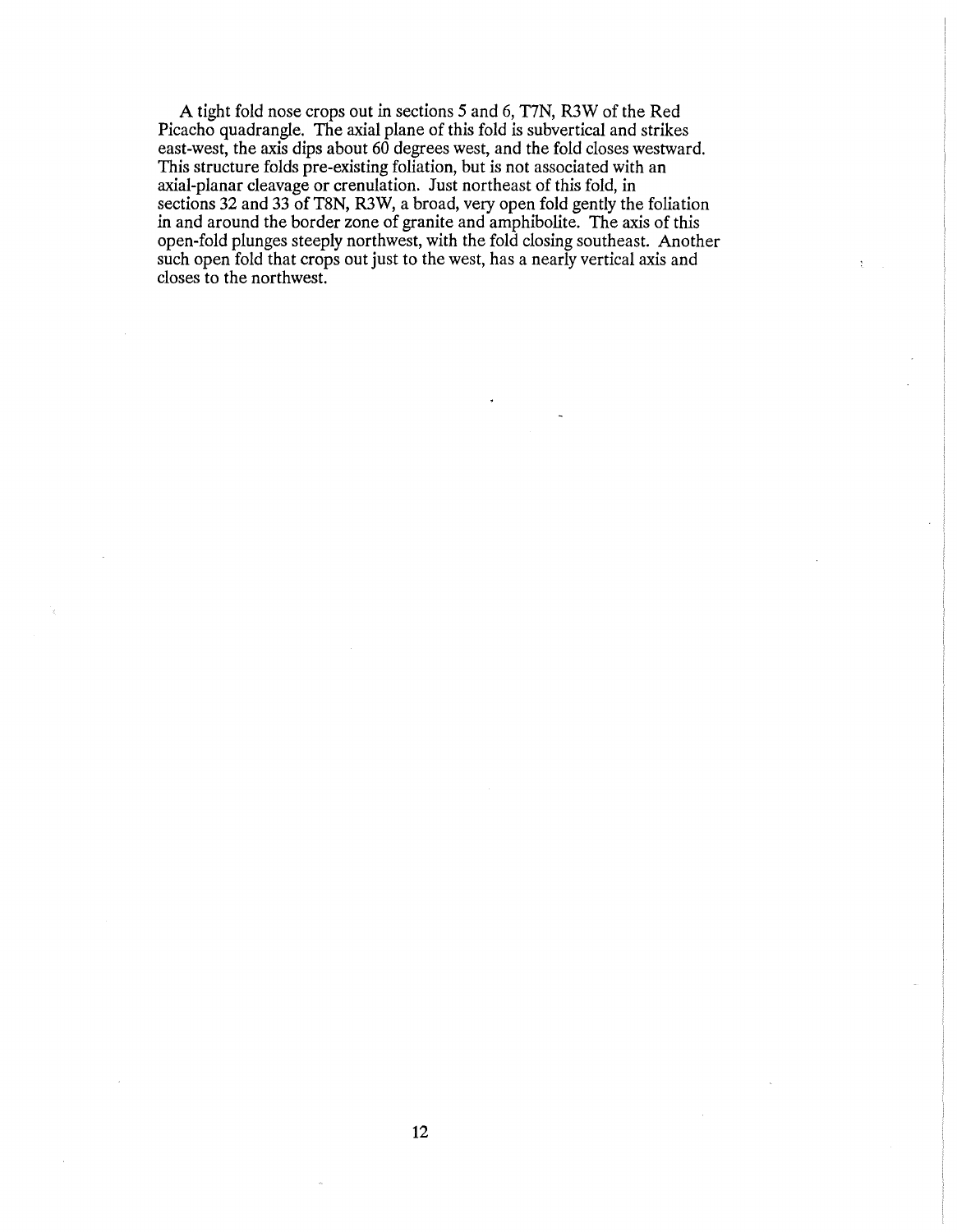A tight fold nose crops out in sections 5 and 6, T7N, R3W of the Red Picacho quadrangle. The axial plane of this fold is subvertical and strikes east-west, the axis dips about 60 degrees west, and the fold closes westward. This structure folds pre-existing foliation, but is not associated with an axial-planar cleavage or crenulation. Just northeast of this fold, in sections 32 and 33 of T8N, R3W, a broad, very open fold gently the foliation in and around the border zone of granite and amphibolite. The axis of this open-fold plunges steeply northwest, with the fold closing southeast. Another such open fold that crops out just to the west, has a nearly vertical axis and closes to the northwest.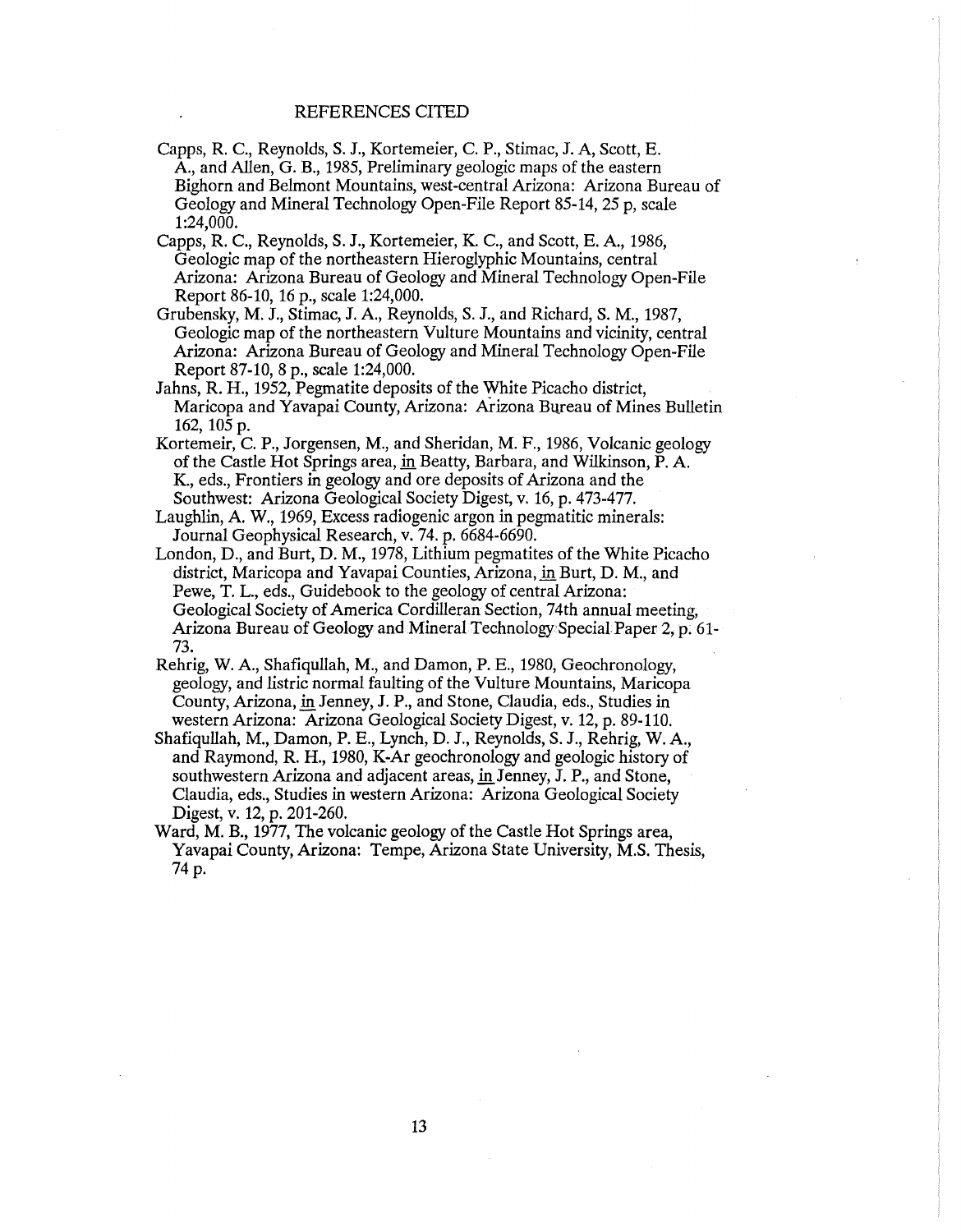# REFERENCES CITED

Capps, R. C., Reynolds, S. J., Kortemeier, C. P., Stimac, J. A, Scott, E. A., and Allen, G. B., 1985, Preliminary geologic maps of the eastern Bighorn and Belmont Mountains, west-central Arizona: Arizona Bureau of Geology and Mineral Technology Open-File Report 85-14, 25 p, scale 1:24,000.

Capps, R. C., Reynolds, S. J., Kortemeier, K. C., and Scott, E. A., 1986, Geologic map of the northeastern Hieroglyphic Mountains, central Arizona: Arizona Bureau of Geology and Mineral Technology Open-File Report 86-10, 16 p., scale 1:24,000.

Grubensky, M. J., Stimac, J. A., Reynolds, S. J., and Richard, S. M., 1987, Geologic map of the northeastern Vulture Mountains and vicinity, central Arizona: Arizona Bureau of Geology and Mineral Technology Open-File Report 87-10, 8 p., scale 1:24,000.

Jahns, R. H., 1952, Pegmatite deposits of the White Picacho district, Maricopa and Yavapai County, Arizona: Arizona Bureau of Mines Bulletin 162, 105 p.

Kortemeir, C. P., Jorgensen, M., and Sheridan, M. F., 1986, Volcanic geology of the Castle Hot Springs area, in Beatty, Barbara, and Wilkinson, P. A. K., eds., Frontiers in geology and ore deposits of Arizona and the Southwest: Arizona Geological Society Digest, v. 16, p. 473-477.

Laughlin, A. W., 1969, Excess radiogenic argon in pegmatitic minerals: Journal Geophysical Research, v. 74. p. 6684-6690.

London, D., and Burt, D. M., 1978, Lithium pegmatites of the White Picacho district, Maricopa and Yavapai Counties, Arizona, in Burt, D. M., and Pewe, T. L., eds., Guidebook to the geology of central Arizona: Geological Society of America Cordilleran Section, 74th annual meeting, Arizona Bureau of Geology and Mineral Technology Special Paper 2, p. 61-73.

Rehrig, W. A., Shafiqullah, M., and Damon, P. E., 1980, Geochronology, geology, and listric normal faulting of the Vulture Mountains, Maricopa County, Arizona, in Jenney, J. P., and Stone, Claudia, eds., Studies in western Arizona: Arizona Geological Society Digest, v. 12, p. 89-110.

Shafiqullah, M., Damon, P. E., Lynch, D. J., Reynolds, S. J., Rehrig, W. A., and Raymond, R. H., 1980, K-Ar geochronology and geologic history of southwestern Arizona and adjacent areas, in Jenney, J. P., and Stone, Claudia, eds., Studies in western Arizona: Arizona Geological Society Digest, v. 12, p. 201-260.

Ward, M. B., 1977, The volcanic geology of the Castle Hot Springs area, Yavapai County, Arizona: Tempe, Arizona State University, M.S. Thesis, 74 p.